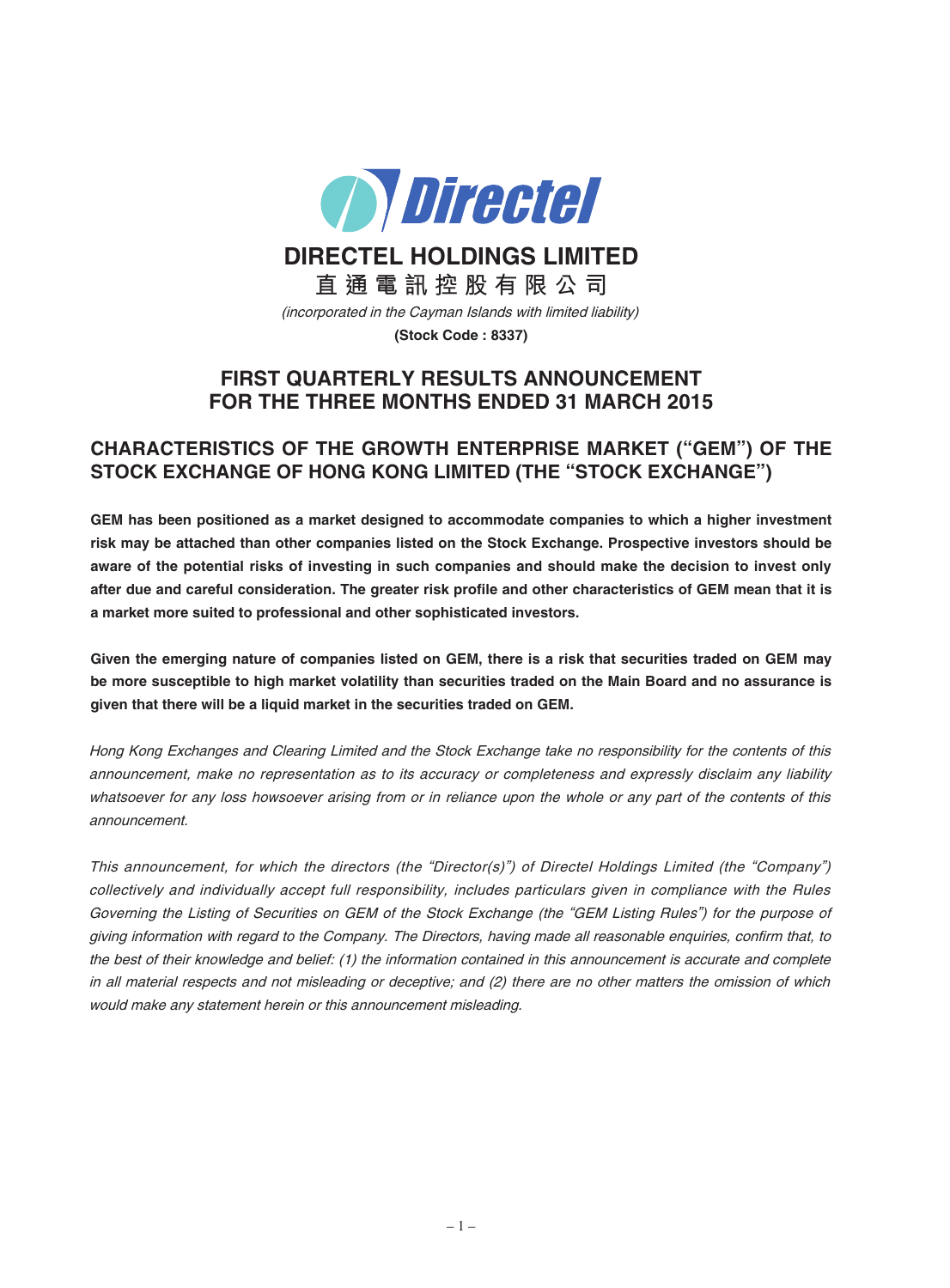# DIRECTEL HOLDINGS LIMITED

**直通電訊控股有限公司**

*(incorporated in the Cayman Islands with limited liability)*

**(Stock Code : 8337)**

## FIRST QUARTERLY RESULTS ANNOUNCEMENT FOR THE THREE MONTHS ENDED 31 MARCH 2015

## CHARACTERISTICS OF THE GROWTH ENTERPRISE MARKET (“GEM”) OF THE STOCK EXCHANGE OF HONG KONG LIMITED (THE “STOCK EXCHANGE”)

**GEM has been positioned as a market designed to accommodate companies to which a higher investment risk may be attached than other companies listed on the Stock Exchange. Prospective investors should be aware of the potential risks of investing in such companies and should make the decision to invest only after due and careful consideration. The greater risk profile and other characteristics of GEM mean that it is a market more suited to professional and other sophisticated investors.**

**Given the emerging nature of companies listed on GEM, there is a risk that securities traded on GEM may be more susceptible to high market volatility than securities traded on the Main Board and no assurance is given that there will be a liquid market in the securities traded on GEM.**

*Hong Kong Exchanges and Clearing Limited and the Stock Exchange take no responsibility for the contents of this announcement, make no representation as to its accuracy or completeness and expressly disclaim any liability whatsoever for any loss howsoever arising from or in reliance upon the whole or any part of the contents of this announcement.*

*This announcement, for which the directors (the “Director(s)”) of Directel Holdings Limited (the “Company”) collectively and individually accept full responsibility, includes particulars given in compliance with the Rules Governing the Listing of Securities on GEM of the Stock Exchange (the “GEM Listing Rules”) for the purpose of giving information with regard to the Company. The Directors, having made all reasonable enquiries, confirm that, to the best of their knowledge and belief: (1) the information contained in this announcement is accurate and complete in all material respects and not misleading or deceptive; and (2) there are no other matters the omission of which would make any statement herein or this announcement misleading.*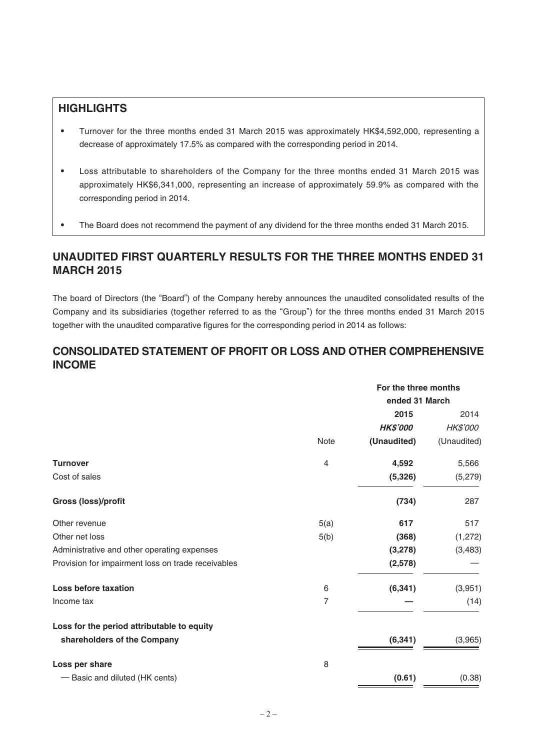## HIGHLIGHTS

- Turnover for the three months ended 31 March 2015 was approximately HK$4,592,000, representing a decrease of approximately 17.5% as compared with the corresponding period in 2014.
- Loss attributable to shareholders of the Company for the three months ended 31 March 2015 was approximately HK$6,341,000, representing an increase of approximately 59.9% as compared with the corresponding period in 2014.
- The Board does not recommend the payment of any dividend for the three months ended 31 March 2015.

## UNAUDITED FIRST QUARTERLY RESULTS FOR THE THREE MONTHS ENDED 31 MARCH 2015

The board of Directors (the "Board") of the Company hereby announces the unaudited consolidated results of the Company and its subsidiaries (together referred to as the "Group") for the three months ended 31 March 2015 together with the unaudited comparative figures for the corresponding period in 2014 as follows:

## CONSOLIDATED STATEMENT OF PROFIT OR LOSS AND OTHER COMPREHENSIVE INCOME

| | | For the three months ended 31 March | |
|---|---|---|---|
| | | **2015** | 2014 |
| | | ***HK$'000*** | *HK$'000* |
| | Note | **(Unaudited)** | (Unaudited) |
| **Turnover** | 4 | **4,592** | 5,566 |
| Cost of sales | | **(5,326)** | (5,279) |
| **Gross (loss)/profit** | | **(734)** | 287 |
| Other revenue | 5(a) | **617** | 517 |
| Other net loss | 5(b) | **(368)** | (1,272) |
| Administrative and other operating expenses | | **(3,278)** | (3,483) |
| Provision for impairment loss on trade receivables | | **(2,578)** | — |
| **Loss before taxation** | 6 | **(6,341)** | (3,951) |
| Income tax | 7 | **—** | (14) |
| **Loss for the period attributable to equity shareholders of the Company** | | **(6,341)** | (3,965) |
| **Loss per share** | 8 | | |
| — Basic and diluted (HK cents) | | **(0.61)** | (0.38) |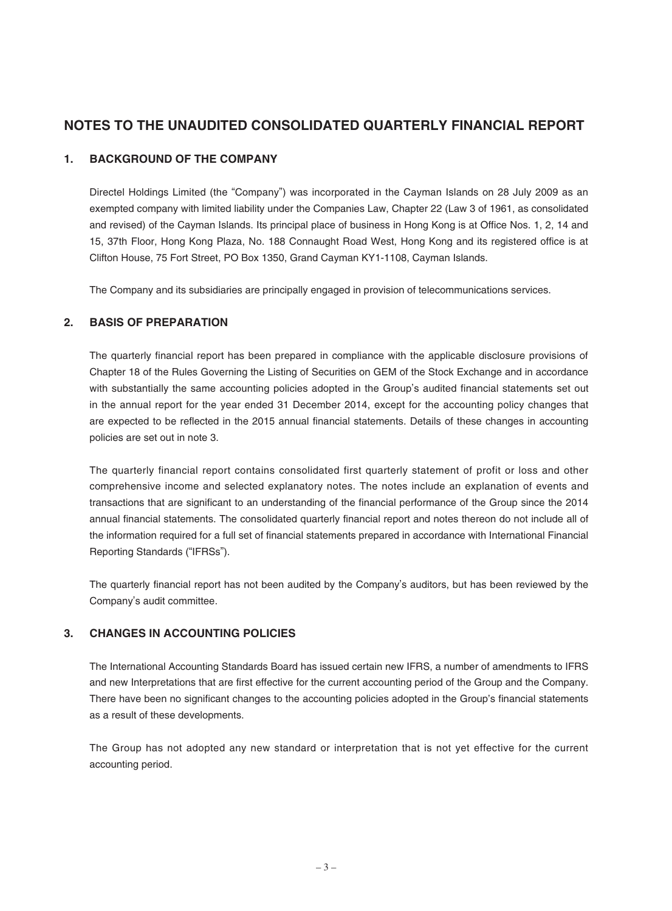# NOTES TO THE UNAUDITED CONSOLIDATED QUARTERLY FINANCIAL REPORT

## 1. BACKGROUND OF THE COMPANY

Directel Holdings Limited (the "Company") was incorporated in the Cayman Islands on 28 July 2009 as an exempted company with limited liability under the Companies Law, Chapter 22 (Law 3 of 1961, as consolidated and revised) of the Cayman Islands. Its principal place of business in Hong Kong is at Office Nos. 1, 2, 14 and 15, 37th Floor, Hong Kong Plaza, No. 188 Connaught Road West, Hong Kong and its registered office is at Clifton House, 75 Fort Street, PO Box 1350, Grand Cayman KY1-1108, Cayman Islands.

The Company and its subsidiaries are principally engaged in provision of telecommunications services.

## 2. BASIS OF PREPARATION

The quarterly financial report has been prepared in compliance with the applicable disclosure provisions of Chapter 18 of the Rules Governing the Listing of Securities on GEM of the Stock Exchange and in accordance with substantially the same accounting policies adopted in the Group's audited financial statements set out in the annual report for the year ended 31 December 2014, except for the accounting policy changes that are expected to be reflected in the 2015 annual financial statements. Details of these changes in accounting policies are set out in note 3.

The quarterly financial report contains consolidated first quarterly statement of profit or loss and other comprehensive income and selected explanatory notes. The notes include an explanation of events and transactions that are significant to an understanding of the financial performance of the Group since the 2014 annual financial statements. The consolidated quarterly financial report and notes thereon do not include all of the information required for a full set of financial statements prepared in accordance with International Financial Reporting Standards ("IFRSs").

The quarterly financial report has not been audited by the Company's auditors, but has been reviewed by the Company's audit committee.

## 3. CHANGES IN ACCOUNTING POLICIES

The International Accounting Standards Board has issued certain new IFRS, a number of amendments to IFRS and new Interpretations that are first effective for the current accounting period of the Group and the Company. There have been no significant changes to the accounting policies adopted in the Group's financial statements as a result of these developments.

The Group has not adopted any new standard or interpretation that is not yet effective for the current accounting period.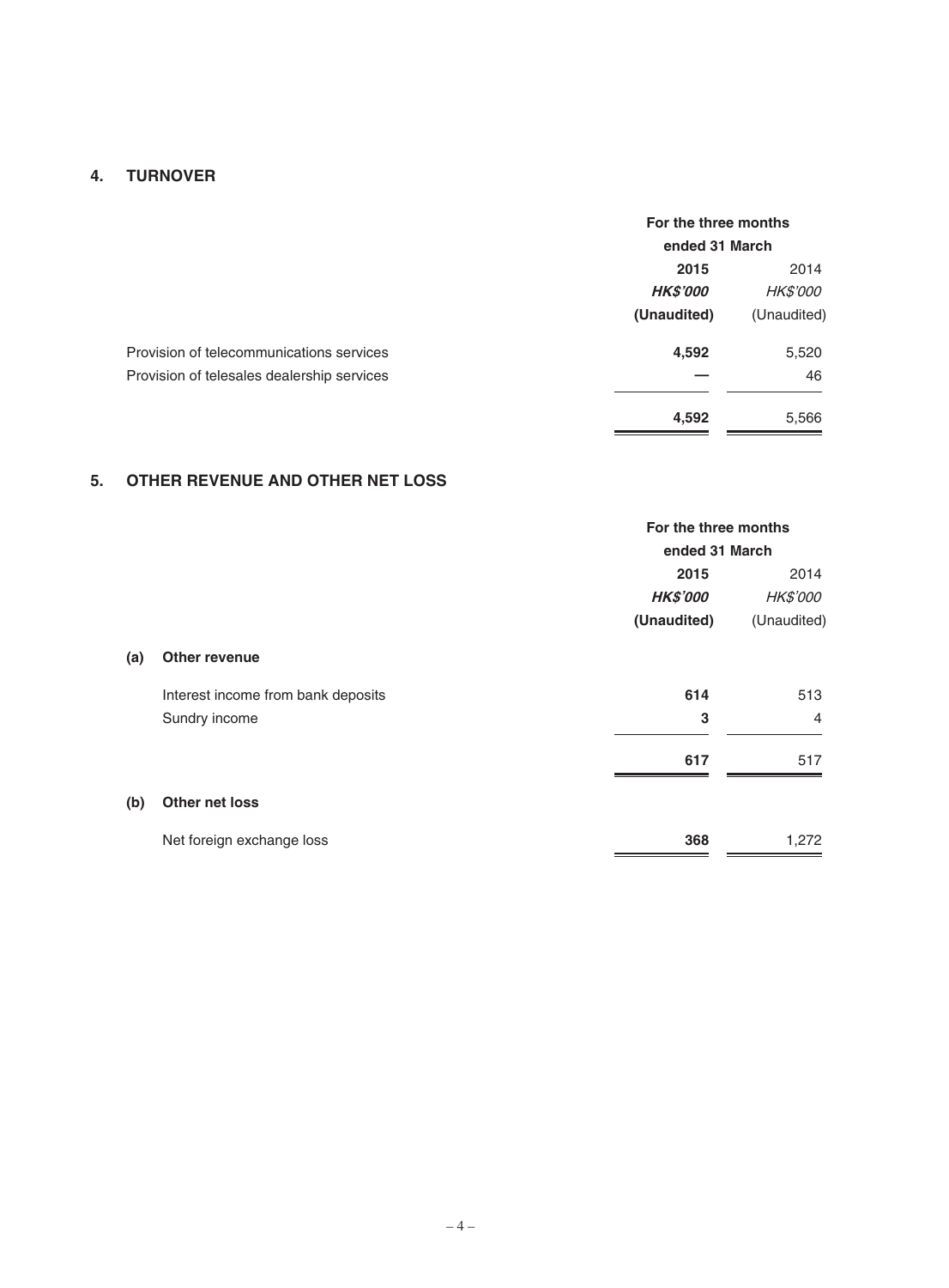## 4. TURNOVER

| | For the three months ended 31 March | |
|---|---|---|
| | **2015** | 2014 |
| | ***HK$'000*** | *HK$'000* |
| | **(Unaudited)** | (Unaudited) |
| Provision of telecommunications services | **4,592** | 5,520 |
| Provision of telesales dealership services | **—** | 46 |
| | **4,592** | 5,566 |

## 5. OTHER REVENUE AND OTHER NET LOSS

| | For the three months ended 31 March | |
|---|---|---|
| | **2015** | 2014 |
| | ***HK$'000*** | *HK$'000* |
| | **(Unaudited)** | (Unaudited) |
| **(a) Other revenue** | | |
| Interest income from bank deposits | **614** | 513 |
| Sundry income | **3** | 4 |
| | **617** | 517 |
| **(b) Other net loss** | | |
| Net foreign exchange loss | **368** | 1,272 |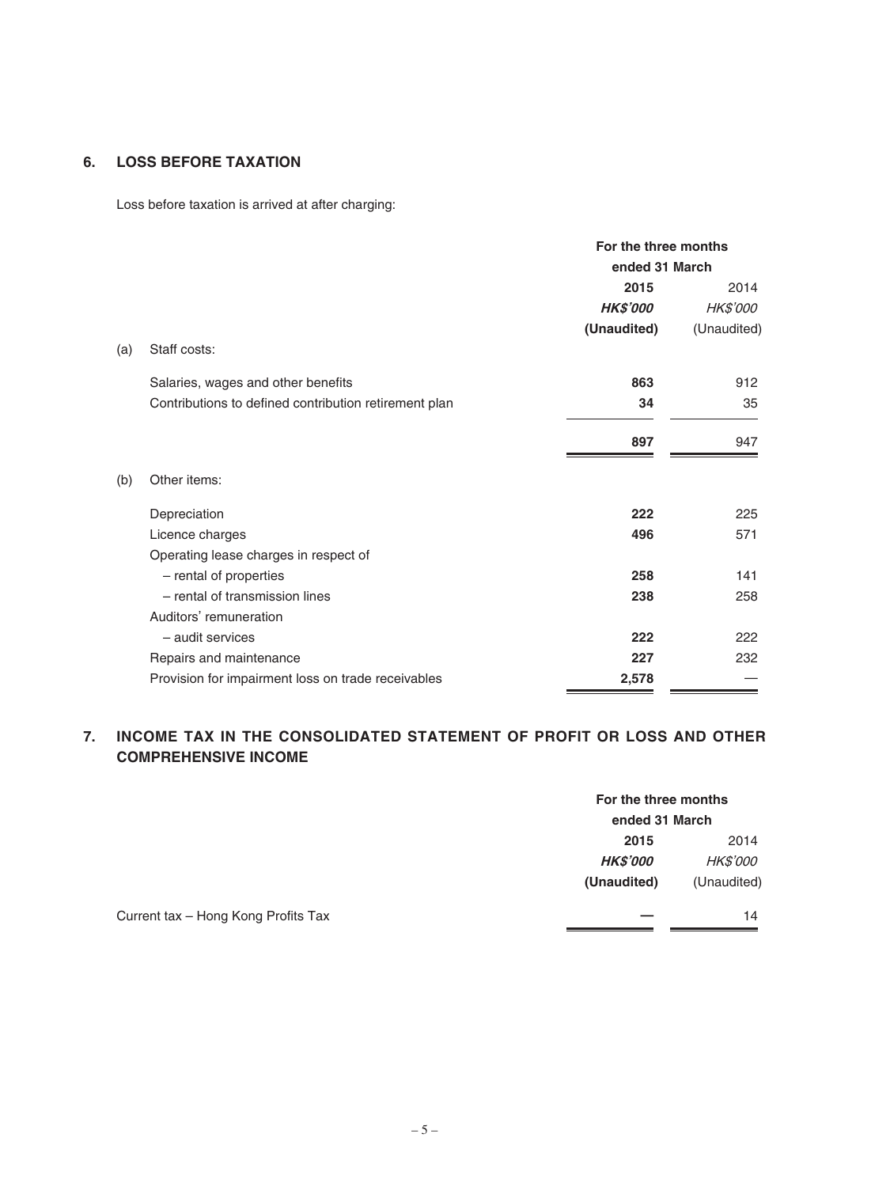## 6. LOSS BEFORE TAXATION

Loss before taxation is arrived at after charging:

| | | For the three months ended 31 March | |
|---|---|---|---|
| | | **2015** | 2014 |
| | | ***HK$'000*** | *HK$'000* |
| | | **(Unaudited)** | (Unaudited) |
| (a) | Staff costs: | | |
| | Salaries, wages and other benefits | **863** | 912 |
| | Contributions to defined contribution retirement plan | **34** | 35 |
| | | **897** | 947 |
| (b) | Other items: | | |
| | Depreciation | **222** | 225 |
| | Licence charges | **496** | 571 |
| | Operating lease charges in respect of | | |
| | – rental of properties | **258** | 141 |
| | – rental of transmission lines | **238** | 258 |
| | Auditors' remuneration | | |
| | – audit services | **222** | 222 |
| | Repairs and maintenance | **227** | 232 |
| | Provision for impairment loss on trade receivables | **2,578** | — |

## 7. INCOME TAX IN THE CONSOLIDATED STATEMENT OF PROFIT OR LOSS AND OTHER COMPREHENSIVE INCOME

| | For the three months ended 31 March | |
|---|---|---|
| | **2015** | 2014 |
| | ***HK$'000*** | *HK$'000* |
| | **(Unaudited)** | (Unaudited) |
| Current tax – Hong Kong Profits Tax | **—** | 14 |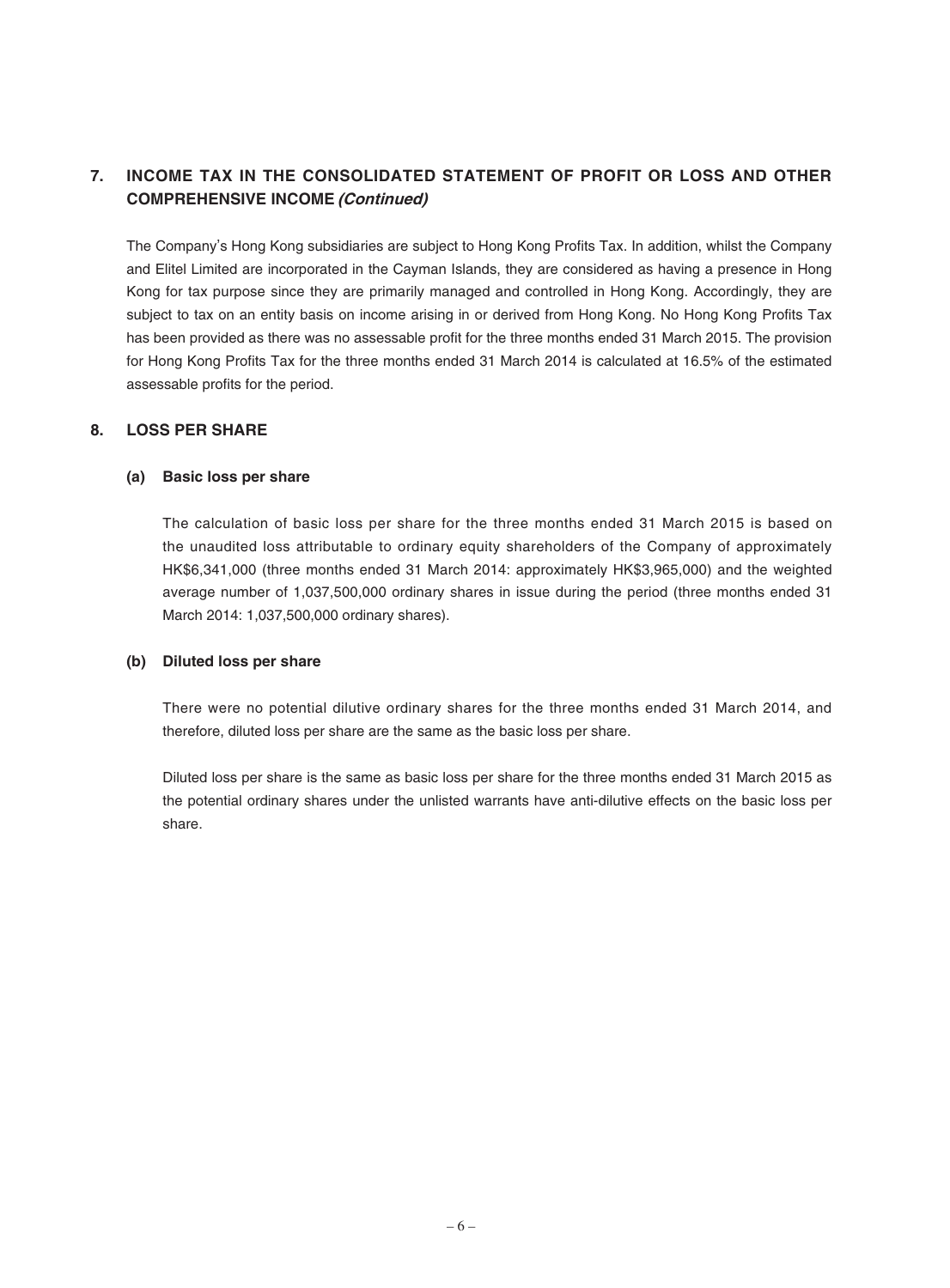## 7. INCOME TAX IN THE CONSOLIDATED STATEMENT OF PROFIT OR LOSS AND OTHER COMPREHENSIVE INCOME *(Continued)*

The Company's Hong Kong subsidiaries are subject to Hong Kong Profits Tax. In addition, whilst the Company and Elitel Limited are incorporated in the Cayman Islands, they are considered as having a presence in Hong Kong for tax purpose since they are primarily managed and controlled in Hong Kong. Accordingly, they are subject to tax on an entity basis on income arising in or derived from Hong Kong. No Hong Kong Profits Tax has been provided as there was no assessable profit for the three months ended 31 March 2015. The provision for Hong Kong Profits Tax for the three months ended 31 March 2014 is calculated at 16.5% of the estimated assessable profits for the period.

## 8. LOSS PER SHARE

### (a) Basic loss per share

The calculation of basic loss per share for the three months ended 31 March 2015 is based on the unaudited loss attributable to ordinary equity shareholders of the Company of approximately HK$6,341,000 (three months ended 31 March 2014: approximately HK$3,965,000) and the weighted average number of 1,037,500,000 ordinary shares in issue during the period (three months ended 31 March 2014: 1,037,500,000 ordinary shares).

### (b) Diluted loss per share

There were no potential dilutive ordinary shares for the three months ended 31 March 2014, and therefore, diluted loss per share are the same as the basic loss per share.

Diluted loss per share is the same as basic loss per share for the three months ended 31 March 2015 as the potential ordinary shares under the unlisted warrants have anti-dilutive effects on the basic loss per share.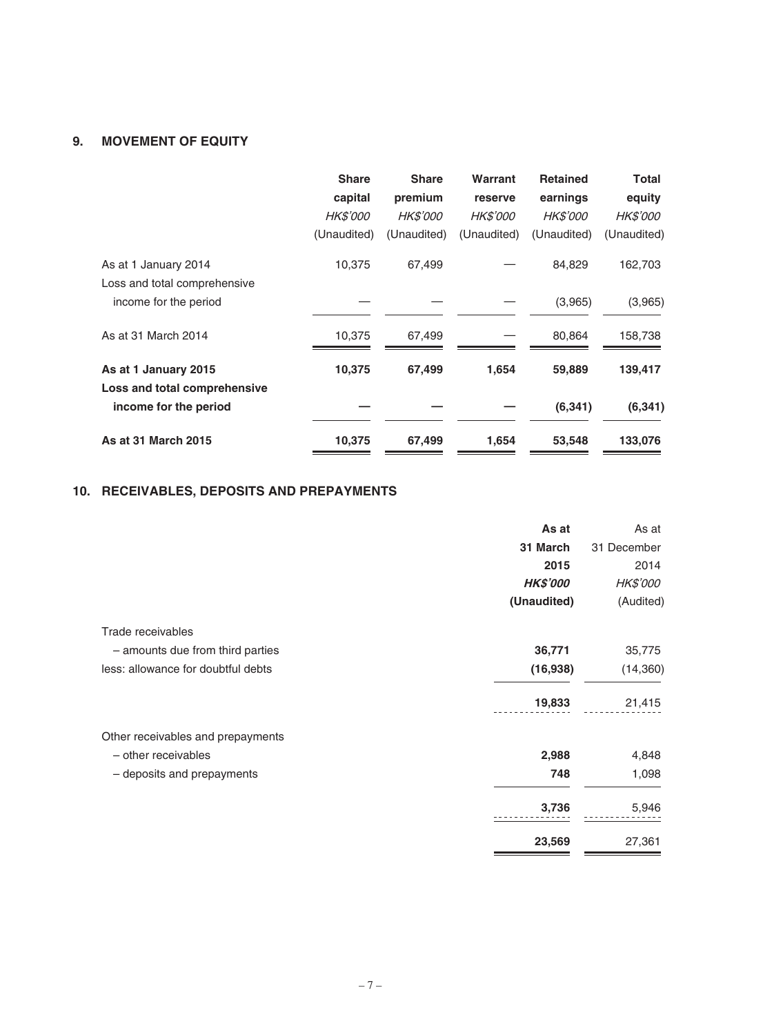## 9. MOVEMENT OF EQUITY

| | Share capital | Share premium | Warrant reserve | Retained earnings | Total equity |
|---|---|---|---|---|---|
| | *HK$'000* | *HK$'000* | *HK$'000* | *HK$'000* | *HK$'000* |
| | (Unaudited) | (Unaudited) | (Unaudited) | (Unaudited) | (Unaudited) |
| As at 1 January 2014 | 10,375 | 67,499 | — | 84,829 | 162,703 |
| Loss and total comprehensive income for the period | — | — | — | (3,965) | (3,965) |
| As at 31 March 2014 | 10,375 | 67,499 | — | 80,864 | 158,738 |
| **As at 1 January 2015** | **10,375** | **67,499** | **1,654** | **59,889** | **139,417** |
| **Loss and total comprehensive income for the period** | **—** | **—** | **—** | **(6,341)** | **(6,341)** |
| **As at 31 March 2015** | **10,375** | **67,499** | **1,654** | **53,548** | **133,076** |

## 10. RECEIVABLES, DEPOSITS AND PREPAYMENTS

| | **As at 31 March 2015** | As at 31 December 2014 |
|---|---|---|
| | ***HK$'000*** | *HK$'000* |
| | **(Unaudited)** | (Audited) |
| Trade receivables | | |
| – amounts due from third parties | **36,771** | 35,775 |
| less: allowance for doubtful debts | **(16,938)** | (14,360) |
| | **19,833** | 21,415 |
| Other receivables and prepayments | | |
| – other receivables | **2,988** | 4,848 |
| – deposits and prepayments | **748** | 1,098 |
| | **3,736** | 5,946 |
| | **23,569** | 27,361 |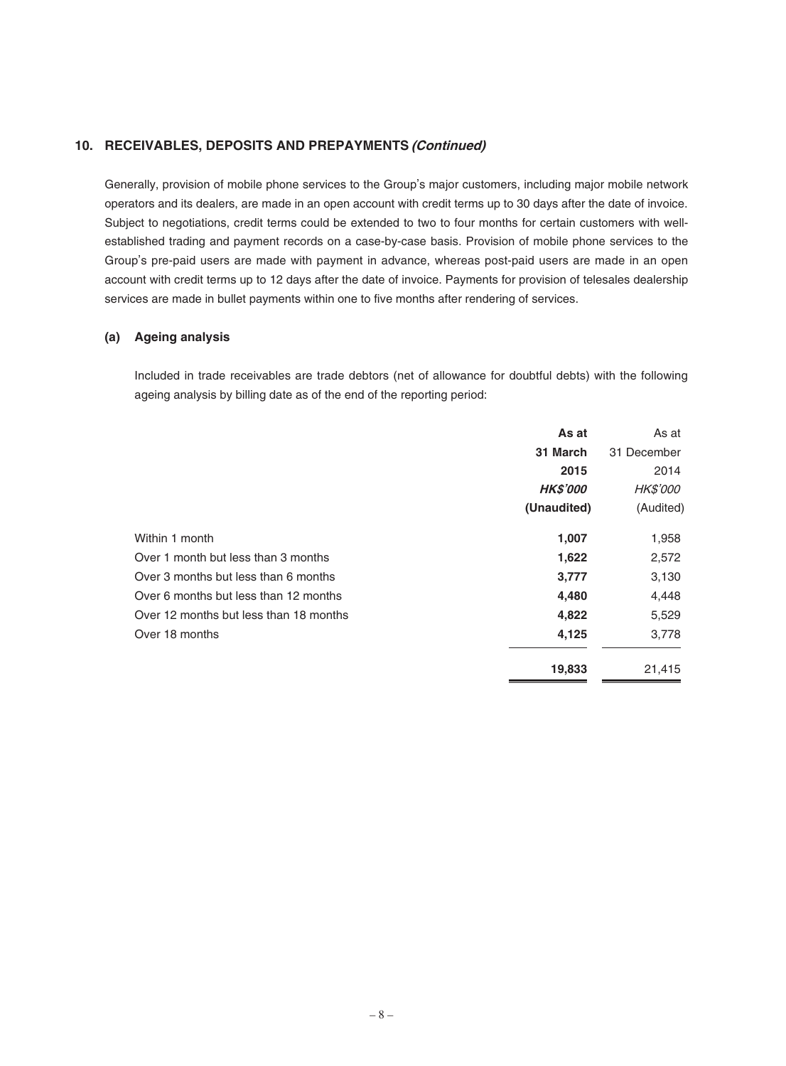## 10. RECEIVABLES, DEPOSITS AND PREPAYMENTS *(Continued)*

Generally, provision of mobile phone services to the Group's major customers, including major mobile network operators and its dealers, are made in an open account with credit terms up to 30 days after the date of invoice. Subject to negotiations, credit terms could be extended to two to four months for certain customers with well-established trading and payment records on a case-by-case basis. Provision of mobile phone services to the Group's pre-paid users are made with payment in advance, whereas post-paid users are made in an open account with credit terms up to 12 days after the date of invoice. Payments for provision of telesales dealership services are made in bullet payments within one to five months after rendering of services.

### (a) Ageing analysis

Included in trade receivables are trade debtors (net of allowance for doubtful debts) with the following ageing analysis by billing date as of the end of the reporting period:

| | **As at 31 March 2015** | As at 31 December 2014 |
|---|---|---|
| | ***HK$'000*** | *HK$'000* |
| | **(Unaudited)** | (Audited) |
| Within 1 month | **1,007** | 1,958 |
| Over 1 month but less than 3 months | **1,622** | 2,572 |
| Over 3 months but less than 6 months | **3,777** | 3,130 |
| Over 6 months but less than 12 months | **4,480** | 4,448 |
| Over 12 months but less than 18 months | **4,822** | 5,529 |
| Over 18 months | **4,125** | 3,778 |
| | **19,833** | 21,415 |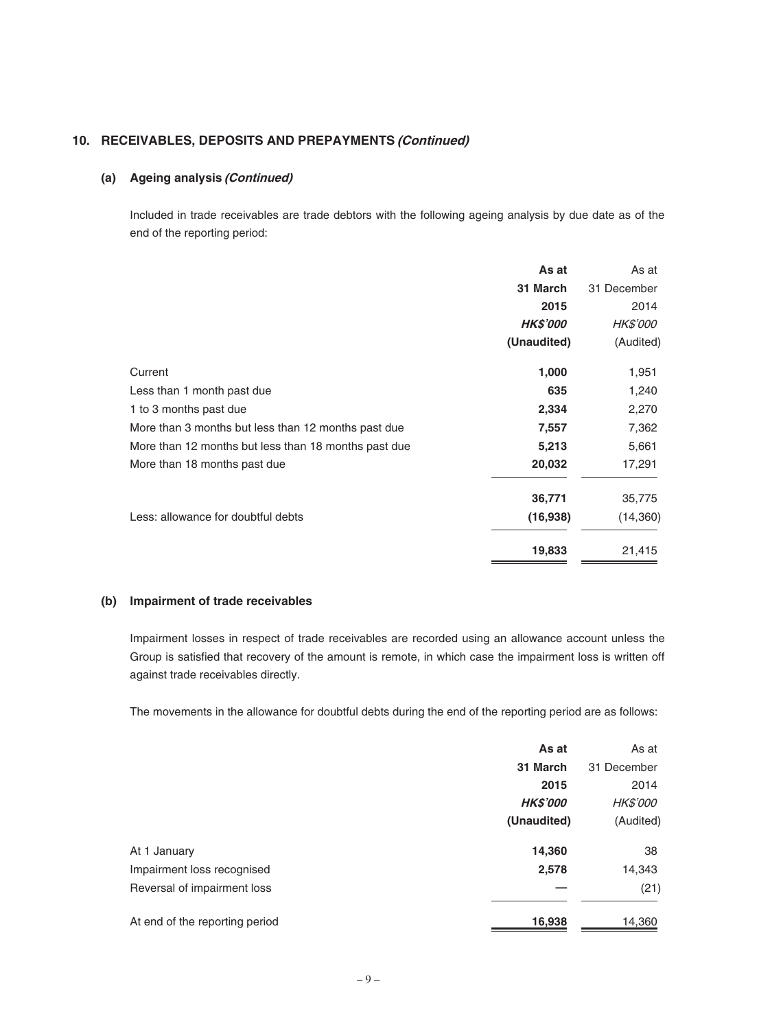## 10. RECEIVABLES, DEPOSITS AND PREPAYMENTS *(Continued)*

### (a) Ageing analysis *(Continued)*

Included in trade receivables are trade debtors with the following ageing analysis by due date as of the end of the reporting period:

| | **As at 31 March 2015** | As at 31 December 2014 |
|---|---|---|
| | ***HK$'000*** | *HK$'000* |
| | **(Unaudited)** | (Audited) |
| Current | **1,000** | 1,951 |
| Less than 1 month past due | **635** | 1,240 |
| 1 to 3 months past due | **2,334** | 2,270 |
| More than 3 months but less than 12 months past due | **7,557** | 7,362 |
| More than 12 months but less than 18 months past due | **5,213** | 5,661 |
| More than 18 months past due | **20,032** | 17,291 |
| | **36,771** | 35,775 |
| Less: allowance for doubtful debts | **(16,938)** | (14,360) |
| | **19,833** | 21,415 |

### (b) Impairment of trade receivables

Impairment losses in respect of trade receivables are recorded using an allowance account unless the Group is satisfied that recovery of the amount is remote, in which case the impairment loss is written off against trade receivables directly.

The movements in the allowance for doubtful debts during the end of the reporting period are as follows:

| | **As at 31 March 2015** | As at 31 December 2014 |
|---|---|---|
| | ***HK$'000*** | *HK$'000* |
| | **(Unaudited)** | (Audited) |
| At 1 January | **14,360** | 38 |
| Impairment loss recognised | **2,578** | 14,343 |
| Reversal of impairment loss | **—** | (21) |
| At end of the reporting period | **16,938** | 14,360 |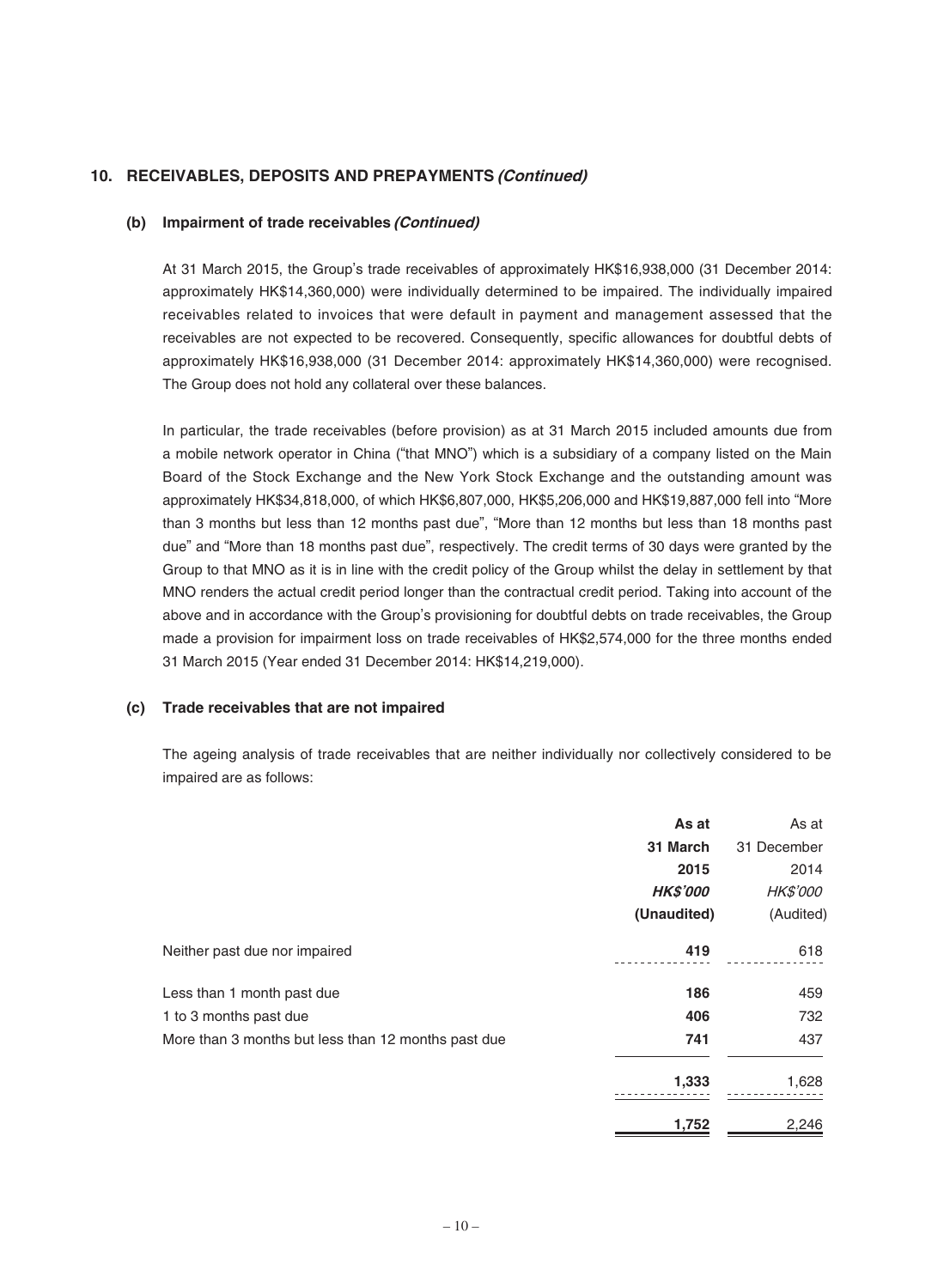## 10. RECEIVABLES, DEPOSITS AND PREPAYMENTS *(Continued)*

### (b) Impairment of trade receivables *(Continued)*

At 31 March 2015, the Group's trade receivables of approximately HK$16,938,000 (31 December 2014: approximately HK$14,360,000) were individually determined to be impaired. The individually impaired receivables related to invoices that were default in payment and management assessed that the receivables are not expected to be recovered. Consequently, specific allowances for doubtful debts of approximately HK$16,938,000 (31 December 2014: approximately HK$14,360,000) were recognised. The Group does not hold any collateral over these balances.

In particular, the trade receivables (before provision) as at 31 March 2015 included amounts due from a mobile network operator in China ("that MNO") which is a subsidiary of a company listed on the Main Board of the Stock Exchange and the New York Stock Exchange and the outstanding amount was approximately HK$34,818,000, of which HK$6,807,000, HK$5,206,000 and HK$19,887,000 fell into "More than 3 months but less than 12 months past due", "More than 12 months but less than 18 months past due" and "More than 18 months past due", respectively. The credit terms of 30 days were granted by the Group to that MNO as it is in line with the credit policy of the Group whilst the delay in settlement by that MNO renders the actual credit period longer than the contractual credit period. Taking into account of the above and in accordance with the Group's provisioning for doubtful debts on trade receivables, the Group made a provision for impairment loss on trade receivables of HK$2,574,000 for the three months ended 31 March 2015 (Year ended 31 December 2014: HK$14,219,000).

### (c) Trade receivables that are not impaired

The ageing analysis of trade receivables that are neither individually nor collectively considered to be impaired are as follows:

| | **As at 31 March 2015** | As at 31 December 2014 |
|---|---|---|
| | ***HK$'000*** | *HK$'000* |
| | **(Unaudited)** | (Audited) |
| Neither past due nor impaired | **419** | 618 |
| Less than 1 month past due | **186** | 459 |
| 1 to 3 months past due | **406** | 732 |
| More than 3 months but less than 12 months past due | **741** | 437 |
| | **1,333** | 1,628 |
| | **1,752** | 2,246 |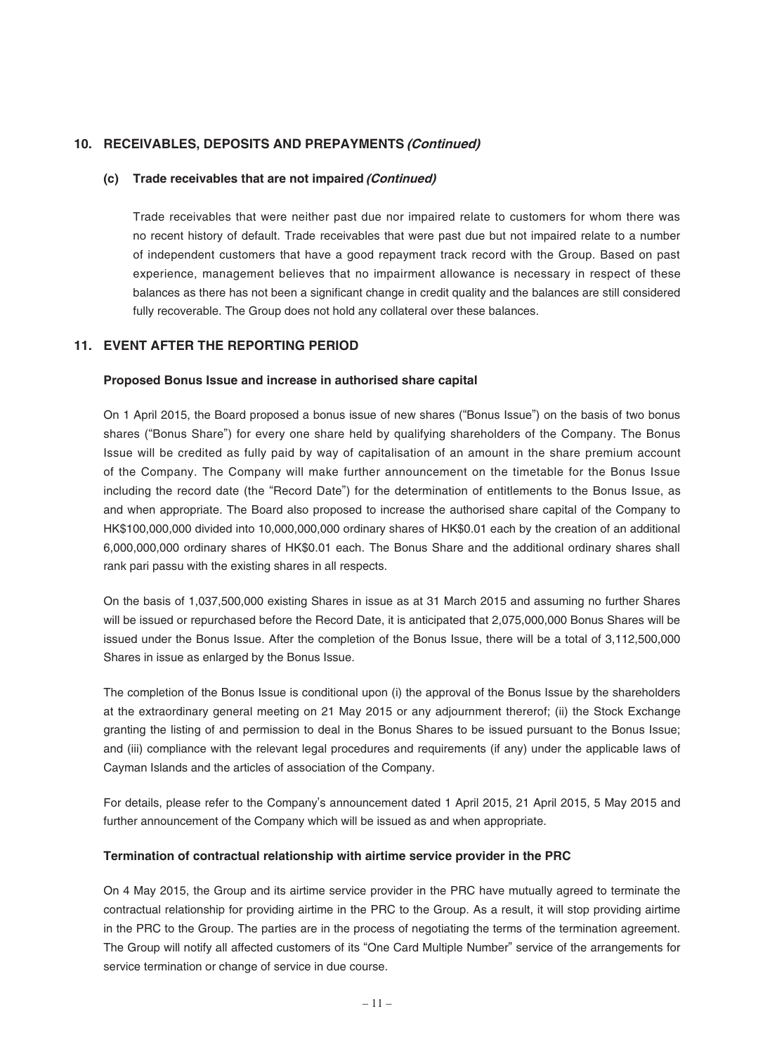## 10. RECEIVABLES, DEPOSITS AND PREPAYMENTS *(Continued)*

### (c) Trade receivables that are not impaired *(Continued)*

Trade receivables that were neither past due nor impaired relate to customers for whom there was no recent history of default. Trade receivables that were past due but not impaired relate to a number of independent customers that have a good repayment track record with the Group. Based on past experience, management believes that no impairment allowance is necessary in respect of these balances as there has not been a significant change in credit quality and the balances are still considered fully recoverable. The Group does not hold any collateral over these balances.

## 11. EVENT AFTER THE REPORTING PERIOD

### Proposed Bonus Issue and increase in authorised share capital

On 1 April 2015, the Board proposed a bonus issue of new shares ("Bonus Issue") on the basis of two bonus shares ("Bonus Share") for every one share held by qualifying shareholders of the Company. The Bonus Issue will be credited as fully paid by way of capitalisation of an amount in the share premium account of the Company. The Company will make further announcement on the timetable for the Bonus Issue including the record date (the "Record Date") for the determination of entitlements to the Bonus Issue, as and when appropriate. The Board also proposed to increase the authorised share capital of the Company to HK$100,000,000 divided into 10,000,000,000 ordinary shares of HK$0.01 each by the creation of an additional 6,000,000,000 ordinary shares of HK$0.01 each. The Bonus Share and the additional ordinary shares shall rank pari passu with the existing shares in all respects.

On the basis of 1,037,500,000 existing Shares in issue as at 31 March 2015 and assuming no further Shares will be issued or repurchased before the Record Date, it is anticipated that 2,075,000,000 Bonus Shares will be issued under the Bonus Issue. After the completion of the Bonus Issue, there will be a total of 3,112,500,000 Shares in issue as enlarged by the Bonus Issue.

The completion of the Bonus Issue is conditional upon (i) the approval of the Bonus Issue by the shareholders at the extraordinary general meeting on 21 May 2015 or any adjournment thererof; (ii) the Stock Exchange granting the listing of and permission to deal in the Bonus Shares to be issued pursuant to the Bonus Issue; and (iii) compliance with the relevant legal procedures and requirements (if any) under the applicable laws of Cayman Islands and the articles of association of the Company.

For details, please refer to the Company's announcement dated 1 April 2015, 21 April 2015, 5 May 2015 and further announcement of the Company which will be issued as and when appropriate.

### Termination of contractual relationship with airtime service provider in the PRC

On 4 May 2015, the Group and its airtime service provider in the PRC have mutually agreed to terminate the contractual relationship for providing airtime in the PRC to the Group. As a result, it will stop providing airtime in the PRC to the Group. The parties are in the process of negotiating the terms of the termination agreement. The Group will notify all affected customers of its "One Card Multiple Number" service of the arrangements for service termination or change of service in due course.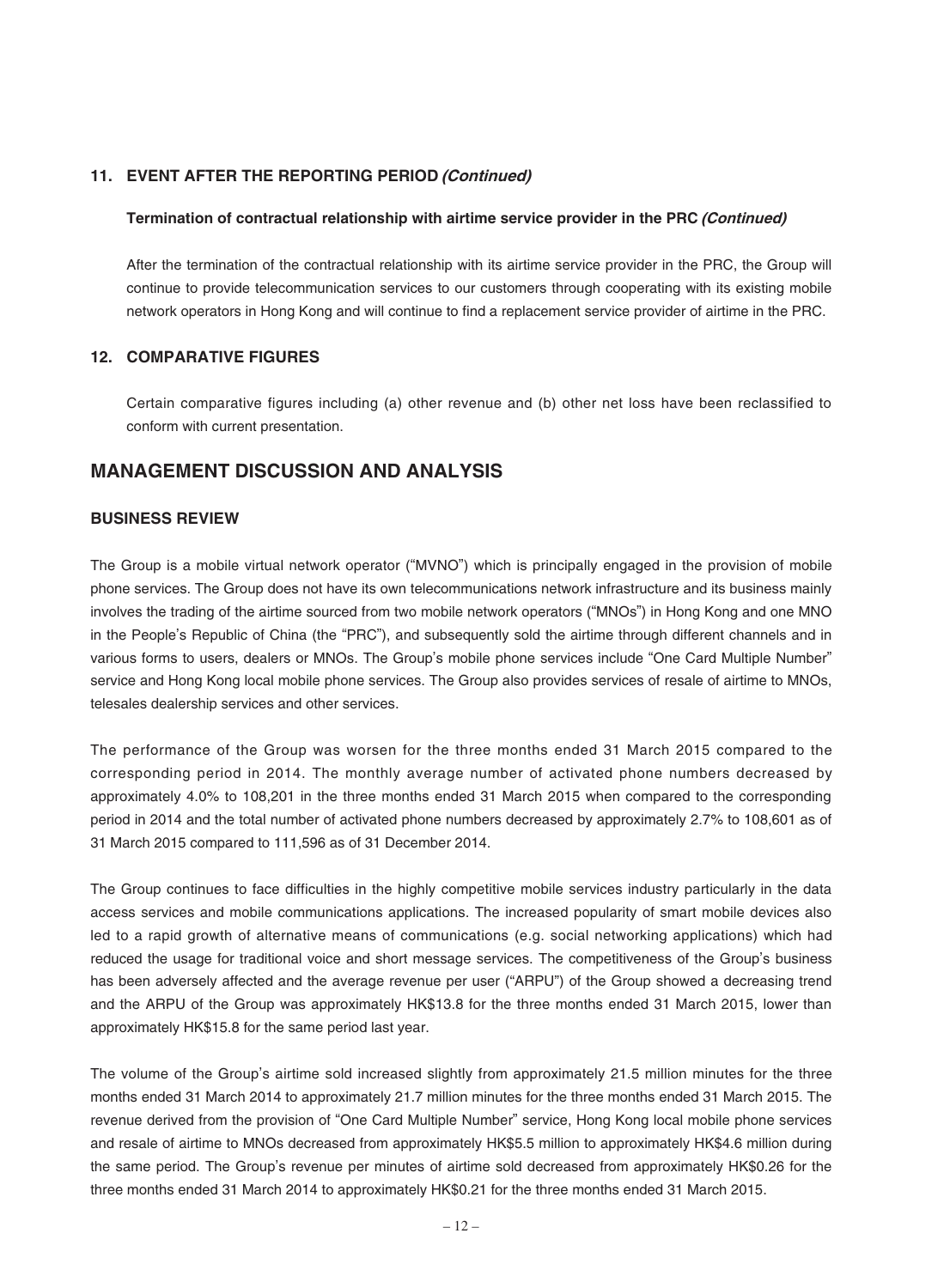### 11. EVENT AFTER THE REPORTING PERIOD *(Continued)*

**Termination of contractual relationship with airtime service provider in the PRC *(Continued)***

After the termination of the contractual relationship with its airtime service provider in the PRC, the Group will continue to provide telecommunication services to our customers through cooperating with its existing mobile network operators in Hong Kong and will continue to find a replacement service provider of airtime in the PRC.

### 12. COMPARATIVE FIGURES

Certain comparative figures including (a) other revenue and (b) other net loss have been reclassified to conform with current presentation.

## MANAGEMENT DISCUSSION AND ANALYSIS

### BUSINESS REVIEW

The Group is a mobile virtual network operator ("MVNO") which is principally engaged in the provision of mobile phone services. The Group does not have its own telecommunications network infrastructure and its business mainly involves the trading of the airtime sourced from two mobile network operators ("MNOs") in Hong Kong and one MNO in the People's Republic of China (the "PRC"), and subsequently sold the airtime through different channels and in various forms to users, dealers or MNOs. The Group's mobile phone services include "One Card Multiple Number" service and Hong Kong local mobile phone services. The Group also provides services of resale of airtime to MNOs, telesales dealership services and other services.

The performance of the Group was worsen for the three months ended 31 March 2015 compared to the corresponding period in 2014. The monthly average number of activated phone numbers decreased by approximately 4.0% to 108,201 in the three months ended 31 March 2015 when compared to the corresponding period in 2014 and the total number of activated phone numbers decreased by approximately 2.7% to 108,601 as of 31 March 2015 compared to 111,596 as of 31 December 2014.

The Group continues to face difficulties in the highly competitive mobile services industry particularly in the data access services and mobile communications applications. The increased popularity of smart mobile devices also led to a rapid growth of alternative means of communications (e.g. social networking applications) which had reduced the usage for traditional voice and short message services. The competitiveness of the Group's business has been adversely affected and the average revenue per user ("ARPU") of the Group showed a decreasing trend and the ARPU of the Group was approximately HK$13.8 for the three months ended 31 March 2015, lower than approximately HK$15.8 for the same period last year.

The volume of the Group's airtime sold increased slightly from approximately 21.5 million minutes for the three months ended 31 March 2014 to approximately 21.7 million minutes for the three months ended 31 March 2015. The revenue derived from the provision of "One Card Multiple Number" service, Hong Kong local mobile phone services and resale of airtime to MNOs decreased from approximately HK$5.5 million to approximately HK$4.6 million during the same period. The Group's revenue per minutes of airtime sold decreased from approximately HK$0.26 for the three months ended 31 March 2014 to approximately HK$0.21 for the three months ended 31 March 2015.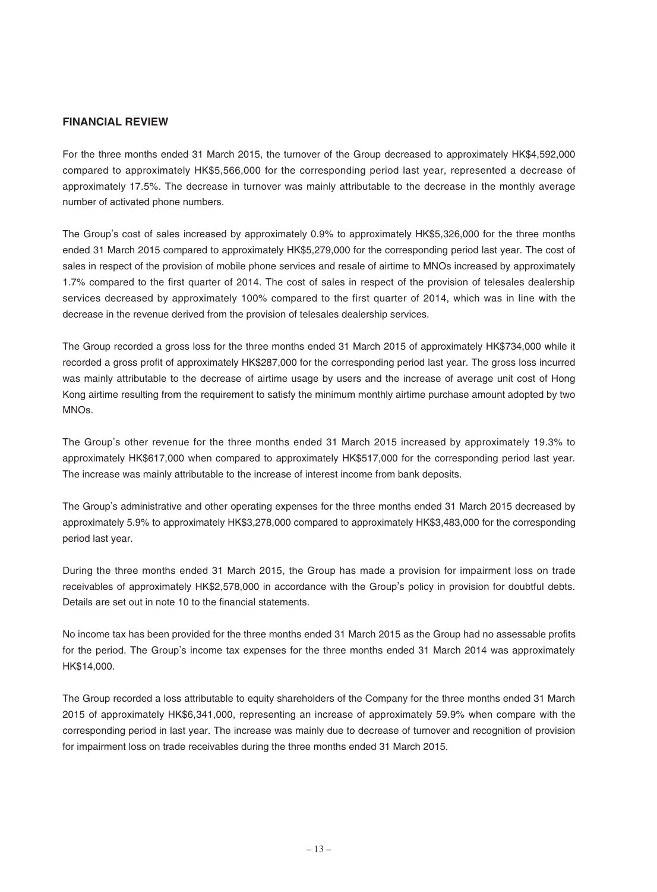## FINANCIAL REVIEW

For the three months ended 31 March 2015, the turnover of the Group decreased to approximately HK$4,592,000 compared to approximately HK$5,566,000 for the corresponding period last year, represented a decrease of approximately 17.5%. The decrease in turnover was mainly attributable to the decrease in the monthly average number of activated phone numbers.

The Group's cost of sales increased by approximately 0.9% to approximately HK$5,326,000 for the three months ended 31 March 2015 compared to approximately HK$5,279,000 for the corresponding period last year. The cost of sales in respect of the provision of mobile phone services and resale of airtime to MNOs increased by approximately 1.7% compared to the first quarter of 2014. The cost of sales in respect of the provision of telesales dealership services decreased by approximately 100% compared to the first quarter of 2014, which was in line with the decrease in the revenue derived from the provision of telesales dealership services.

The Group recorded a gross loss for the three months ended 31 March 2015 of approximately HK$734,000 while it recorded a gross profit of approximately HK$287,000 for the corresponding period last year. The gross loss incurred was mainly attributable to the decrease of airtime usage by users and the increase of average unit cost of Hong Kong airtime resulting from the requirement to satisfy the minimum monthly airtime purchase amount adopted by two MNOs.

The Group's other revenue for the three months ended 31 March 2015 increased by approximately 19.3% to approximately HK$617,000 when compared to approximately HK$517,000 for the corresponding period last year. The increase was mainly attributable to the increase of interest income from bank deposits.

The Group's administrative and other operating expenses for the three months ended 31 March 2015 decreased by approximately 5.9% to approximately HK$3,278,000 compared to approximately HK$3,483,000 for the corresponding period last year.

During the three months ended 31 March 2015, the Group has made a provision for impairment loss on trade receivables of approximately HK$2,578,000 in accordance with the Group's policy in provision for doubtful debts. Details are set out in note 10 to the financial statements.

No income tax has been provided for the three months ended 31 March 2015 as the Group had no assessable profits for the period. The Group's income tax expenses for the three months ended 31 March 2014 was approximately HK$14,000.

The Group recorded a loss attributable to equity shareholders of the Company for the three months ended 31 March 2015 of approximately HK$6,341,000, representing an increase of approximately 59.9% when compare with the corresponding period in last year. The increase was mainly due to decrease of turnover and recognition of provision for impairment loss on trade receivables during the three months ended 31 March 2015.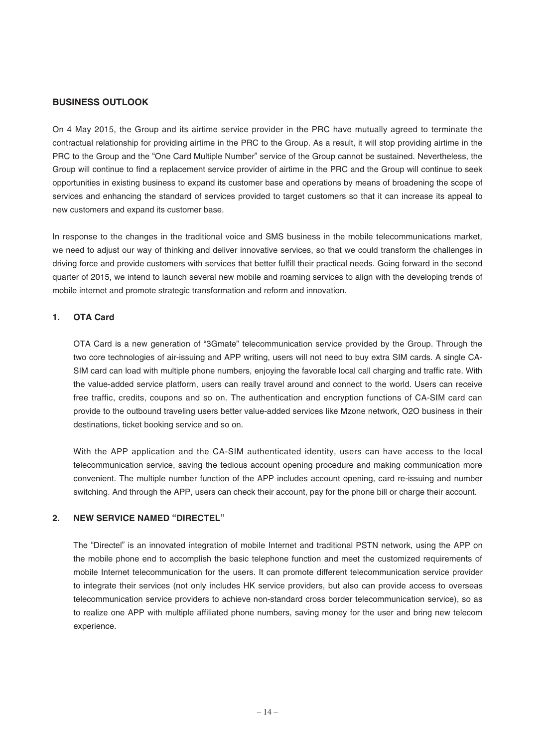## BUSINESS OUTLOOK

On 4 May 2015, the Group and its airtime service provider in the PRC have mutually agreed to terminate the contractual relationship for providing airtime in the PRC to the Group. As a result, it will stop providing airtime in the PRC to the Group and the "One Card Multiple Number" service of the Group cannot be sustained. Nevertheless, the Group will continue to find a replacement service provider of airtime in the PRC and the Group will continue to seek opportunities in existing business to expand its customer base and operations by means of broadening the scope of services and enhancing the standard of services provided to target customers so that it can increase its appeal to new customers and expand its customer base.

In response to the changes in the traditional voice and SMS business in the mobile telecommunications market, we need to adjust our way of thinking and deliver innovative services, so that we could transform the challenges in driving force and provide customers with services that better fulfill their practical needs. Going forward in the second quarter of 2015, we intend to launch several new mobile and roaming services to align with the developing trends of mobile internet and promote strategic transformation and reform and innovation.

### 1. OTA Card

OTA Card is a new generation of "3Gmate" telecommunication service provided by the Group. Through the two core technologies of air-issuing and APP writing, users will not need to buy extra SIM cards. A single CA-SIM card can load with multiple phone numbers, enjoying the favorable local call charging and traffic rate. With the value-added service platform, users can really travel around and connect to the world. Users can receive free traffic, credits, coupons and so on. The authentication and encryption functions of CA-SIM card can provide to the outbound traveling users better value-added services like Mzone network, O2O business in their destinations, ticket booking service and so on.

With the APP application and the CA-SIM authenticated identity, users can have access to the local telecommunication service, saving the tedious account opening procedure and making communication more convenient. The multiple number function of the APP includes account opening, card re-issuing and number switching. And through the APP, users can check their account, pay for the phone bill or charge their account.

### 2. NEW SERVICE NAMED "DIRECTEL"

The "Directel" is an innovated integration of mobile Internet and traditional PSTN network, using the APP on the mobile phone end to accomplish the basic telephone function and meet the customized requirements of mobile Internet telecommunication for the users. It can promote different telecommunication service provider to integrate their services (not only includes HK service providers, but also can provide access to overseas telecommunication service providers to achieve non-standard cross border telecommunication service), so as to realize one APP with multiple affiliated phone numbers, saving money for the user and bring new telecom experience.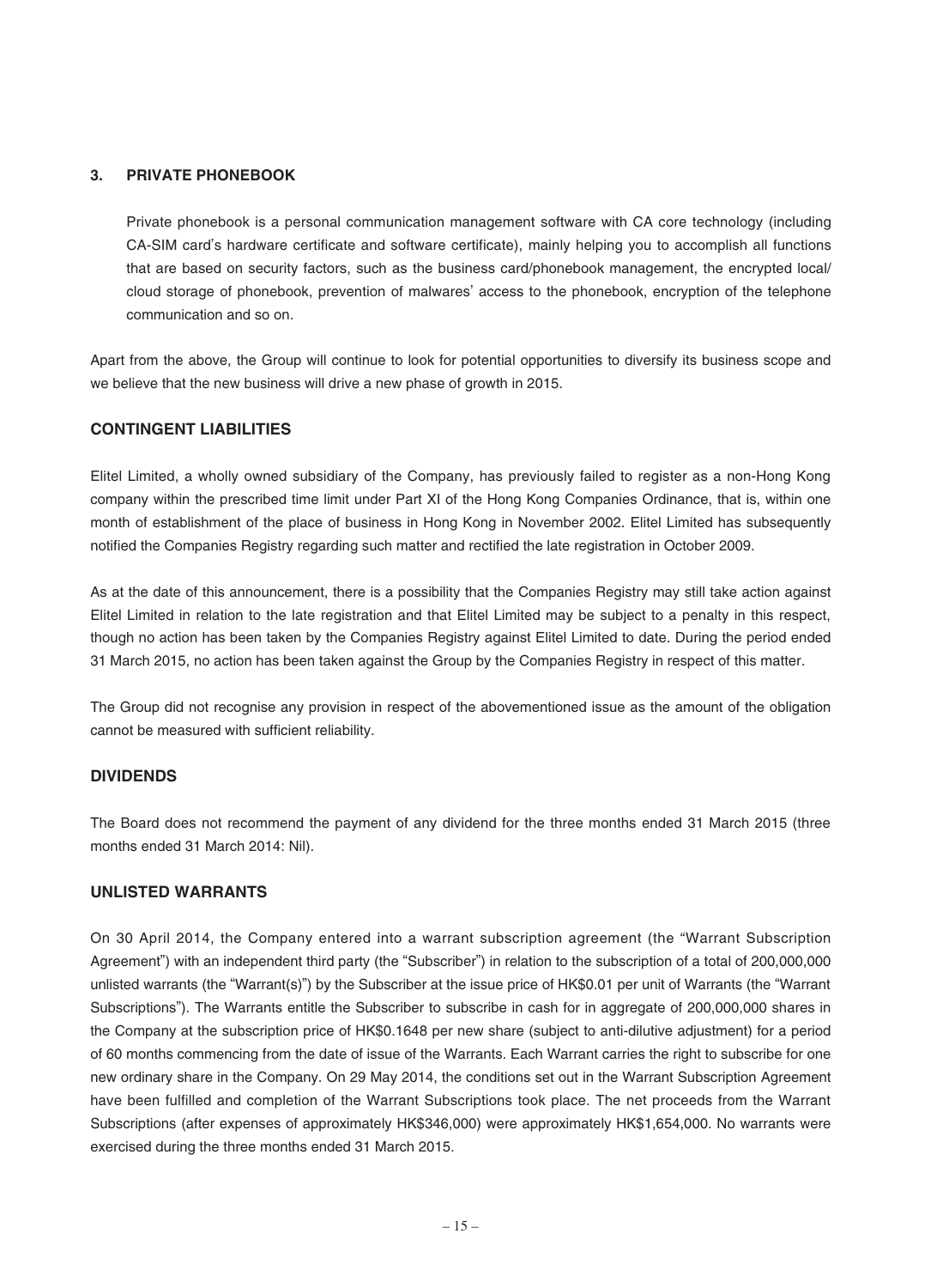### 3. PRIVATE PHONEBOOK

Private phonebook is a personal communication management software with CA core technology (including CA-SIM card's hardware certificate and software certificate), mainly helping you to accomplish all functions that are based on security factors, such as the business card/phonebook management, the encrypted local/cloud storage of phonebook, prevention of malwares' access to the phonebook, encryption of the telephone communication and so on.

Apart from the above, the Group will continue to look for potential opportunities to diversify its business scope and we believe that the new business will drive a new phase of growth in 2015.

## CONTINGENT LIABILITIES

Elitel Limited, a wholly owned subsidiary of the Company, has previously failed to register as a non-Hong Kong company within the prescribed time limit under Part XI of the Hong Kong Companies Ordinance, that is, within one month of establishment of the place of business in Hong Kong in November 2002. Elitel Limited has subsequently notified the Companies Registry regarding such matter and rectified the late registration in October 2009.

As at the date of this announcement, there is a possibility that the Companies Registry may still take action against Elitel Limited in relation to the late registration and that Elitel Limited may be subject to a penalty in this respect, though no action has been taken by the Companies Registry against Elitel Limited to date. During the period ended 31 March 2015, no action has been taken against the Group by the Companies Registry in respect of this matter.

The Group did not recognise any provision in respect of the abovementioned issue as the amount of the obligation cannot be measured with sufficient reliability.

## DIVIDENDS

The Board does not recommend the payment of any dividend for the three months ended 31 March 2015 (three months ended 31 March 2014: Nil).

## UNLISTED WARRANTS

On 30 April 2014, the Company entered into a warrant subscription agreement (the "Warrant Subscription Agreement") with an independent third party (the "Subscriber") in relation to the subscription of a total of 200,000,000 unlisted warrants (the "Warrant(s)") by the Subscriber at the issue price of HK$0.01 per unit of Warrants (the "Warrant Subscriptions"). The Warrants entitle the Subscriber to subscribe in cash for in aggregate of 200,000,000 shares in the Company at the subscription price of HK$0.1648 per new share (subject to anti-dilutive adjustment) for a period of 60 months commencing from the date of issue of the Warrants. Each Warrant carries the right to subscribe for one new ordinary share in the Company. On 29 May 2014, the conditions set out in the Warrant Subscription Agreement have been fulfilled and completion of the Warrant Subscriptions took place. The net proceeds from the Warrant Subscriptions (after expenses of approximately HK$346,000) were approximately HK$1,654,000. No warrants were exercised during the three months ended 31 March 2015.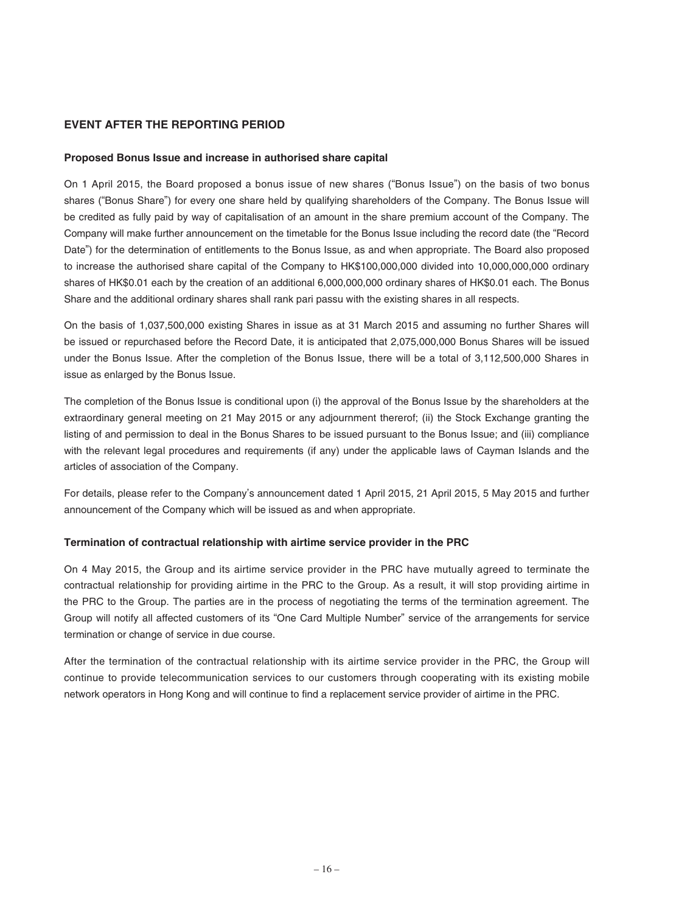## EVENT AFTER THE REPORTING PERIOD

### Proposed Bonus Issue and increase in authorised share capital

On 1 April 2015, the Board proposed a bonus issue of new shares ("Bonus Issue") on the basis of two bonus shares ("Bonus Share") for every one share held by qualifying shareholders of the Company. The Bonus Issue will be credited as fully paid by way of capitalisation of an amount in the share premium account of the Company. The Company will make further announcement on the timetable for the Bonus Issue including the record date (the "Record Date") for the determination of entitlements to the Bonus Issue, as and when appropriate. The Board also proposed to increase the authorised share capital of the Company to HK$100,000,000 divided into 10,000,000,000 ordinary shares of HK$0.01 each by the creation of an additional 6,000,000,000 ordinary shares of HK$0.01 each. The Bonus Share and the additional ordinary shares shall rank pari passu with the existing shares in all respects.

On the basis of 1,037,500,000 existing Shares in issue as at 31 March 2015 and assuming no further Shares will be issued or repurchased before the Record Date, it is anticipated that 2,075,000,000 Bonus Shares will be issued under the Bonus Issue. After the completion of the Bonus Issue, there will be a total of 3,112,500,000 Shares in issue as enlarged by the Bonus Issue.

The completion of the Bonus Issue is conditional upon (i) the approval of the Bonus Issue by the shareholders at the extraordinary general meeting on 21 May 2015 or any adjournment thererof; (ii) the Stock Exchange granting the listing of and permission to deal in the Bonus Shares to be issued pursuant to the Bonus Issue; and (iii) compliance with the relevant legal procedures and requirements (if any) under the applicable laws of Cayman Islands and the articles of association of the Company.

For details, please refer to the Company's announcement dated 1 April 2015, 21 April 2015, 5 May 2015 and further announcement of the Company which will be issued as and when appropriate.

### Termination of contractual relationship with airtime service provider in the PRC

On 4 May 2015, the Group and its airtime service provider in the PRC have mutually agreed to terminate the contractual relationship for providing airtime in the PRC to the Group. As a result, it will stop providing airtime in the PRC to the Group. The parties are in the process of negotiating the terms of the termination agreement. The Group will notify all affected customers of its "One Card Multiple Number" service of the arrangements for service termination or change of service in due course.

After the termination of the contractual relationship with its airtime service provider in the PRC, the Group will continue to provide telecommunication services to our customers through cooperating with its existing mobile network operators in Hong Kong and will continue to find a replacement service provider of airtime in the PRC.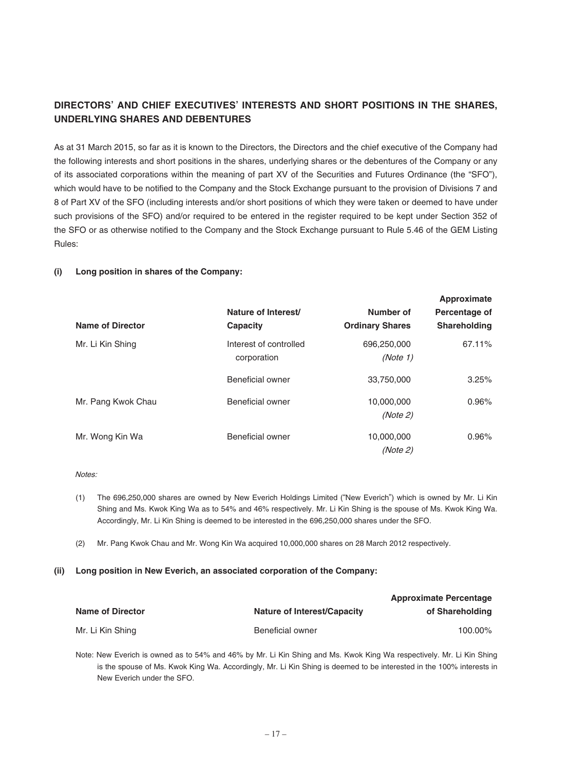## DIRECTORS' AND CHIEF EXECUTIVES' INTERESTS AND SHORT POSITIONS IN THE SHARES, UNDERLYING SHARES AND DEBENTURES

As at 31 March 2015, so far as it is known to the Directors, the Directors and the chief executive of the Company had the following interests and short positions in the shares, underlying shares or the debentures of the Company or any of its associated corporations within the meaning of part XV of the Securities and Futures Ordinance (the "SFO"), which would have to be notified to the Company and the Stock Exchange pursuant to the provision of Divisions 7 and 8 of Part XV of the SFO (including interests and/or short positions of which they were taken or deemed to have under such provisions of the SFO) and/or required to be entered in the register required to be kept under Section 352 of the SFO or as otherwise notified to the Company and the Stock Exchange pursuant to Rule 5.46 of the GEM Listing Rules:

### (i) Long position in shares of the Company:

| Name of Director | Nature of Interest/ Capacity | Number of Ordinary Shares | Approximate Percentage of Shareholding |
|---|---|---|---|
| Mr. Li Kin Shing | Interest of controlled corporation | 696,250,000 *(Note 1)* | 67.11% |
| | Beneficial owner | 33,750,000 | 3.25% |
| Mr. Pang Kwok Chau | Beneficial owner | 10,000,000 *(Note 2)* | 0.96% |
| Mr. Wong Kin Wa | Beneficial owner | 10,000,000 *(Note 2)* | 0.96% |

*Notes:*

(1) The 696,250,000 shares are owned by New Everich Holdings Limited ("New Everich") which is owned by Mr. Li Kin Shing and Ms. Kwok King Wa as to 54% and 46% respectively. Mr. Li Kin Shing is the spouse of Ms. Kwok King Wa. Accordingly, Mr. Li Kin Shing is deemed to be interested in the 696,250,000 shares under the SFO.

(2) Mr. Pang Kwok Chau and Mr. Wong Kin Wa acquired 10,000,000 shares on 28 March 2012 respectively.

### (ii) Long position in New Everich, an associated corporation of the Company:

| Name of Director | Nature of Interest/Capacity | Approximate Percentage of Shareholding |
|---|---|---|
| Mr. Li Kin Shing | Beneficial owner | 100.00% |

Note: New Everich is owned as to 54% and 46% by Mr. Li Kin Shing and Ms. Kwok King Wa respectively. Mr. Li Kin Shing is the spouse of Ms. Kwok King Wa. Accordingly, Mr. Li Kin Shing is deemed to be interested in the 100% interests in New Everich under the SFO.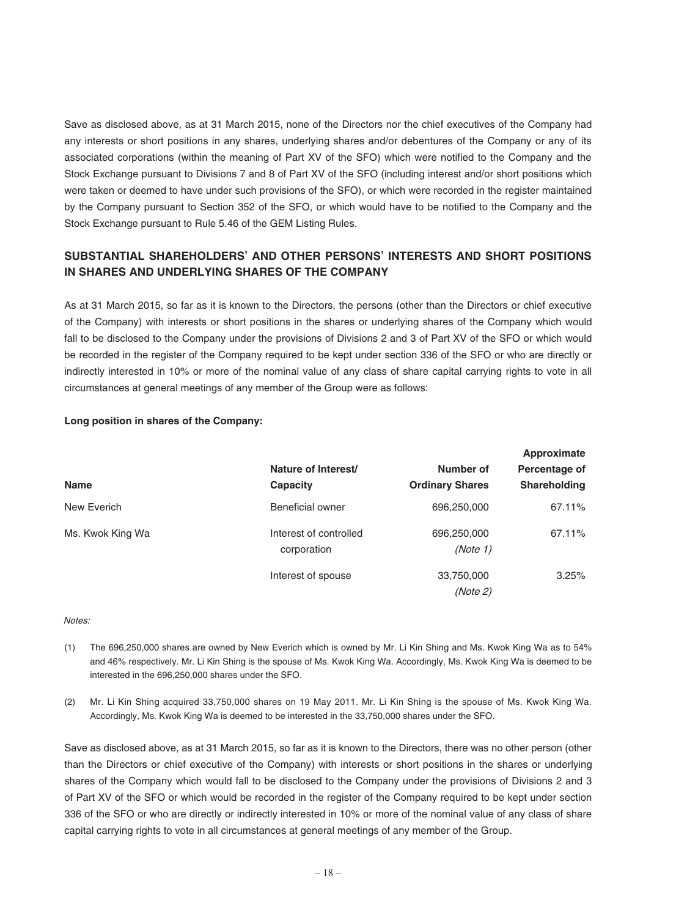Save as disclosed above, as at 31 March 2015, none of the Directors nor the chief executives of the Company had any interests or short positions in any shares, underlying shares and/or debentures of the Company or any of its associated corporations (within the meaning of Part XV of the SFO) which were notified to the Company and the Stock Exchange pursuant to Divisions 7 and 8 of Part XV of the SFO (including interest and/or short positions which were taken or deemed to have under such provisions of the SFO), or which were recorded in the register maintained by the Company pursuant to Section 352 of the SFO, or which would have to be notified to the Company and the Stock Exchange pursuant to Rule 5.46 of the GEM Listing Rules.

## SUBSTANTIAL SHAREHOLDERS' AND OTHER PERSONS' INTERESTS AND SHORT POSITIONS IN SHARES AND UNDERLYING SHARES OF THE COMPANY

As at 31 March 2015, so far as it is known to the Directors, the persons (other than the Directors or chief executive of the Company) with interests or short positions in the shares or underlying shares of the Company which would fall to be disclosed to the Company under the provisions of Divisions 2 and 3 of Part XV of the SFO or which would be recorded in the register of the Company required to be kept under section 336 of the SFO or who are directly or indirectly interested in 10% or more of the nominal value of any class of share capital carrying rights to vote in all circumstances at general meetings of any member of the Group were as follows:

**Long position in shares of the Company:**

| Name | Nature of Interest/ Capacity | Number of Ordinary Shares | Approximate Percentage of Shareholding |
|---|---|---|---|
| New Everich | Beneficial owner | 696,250,000 | 67.11% |
| Ms. Kwok King Wa | Interest of controlled corporation | 696,250,000 *(Note 1)* | 67.11% |
| | Interest of spouse | 33,750,000 *(Note 2)* | 3.25% |

*Notes:*

(1) The 696,250,000 shares are owned by New Everich which is owned by Mr. Li Kin Shing and Ms. Kwok King Wa as to 54% and 46% respectively. Mr. Li Kin Shing is the spouse of Ms. Kwok King Wa. Accordingly, Ms. Kwok King Wa is deemed to be interested in the 696,250,000 shares under the SFO.

(2) Mr. Li Kin Shing acquired 33,750,000 shares on 19 May 2011. Mr. Li Kin Shing is the spouse of Ms. Kwok King Wa. Accordingly, Ms. Kwok King Wa is deemed to be interested in the 33,750,000 shares under the SFO.

Save as disclosed above, as at 31 March 2015, so far as it is known to the Directors, there was no other person (other than the Directors or chief executive of the Company) with interests or short positions in the shares or underlying shares of the Company which would fall to be disclosed to the Company under the provisions of Divisions 2 and 3 of Part XV of the SFO or which would be recorded in the register of the Company required to be kept under section 336 of the SFO or who are directly or indirectly interested in 10% or more of the nominal value of any class of share capital carrying rights to vote in all circumstances at general meetings of any member of the Group.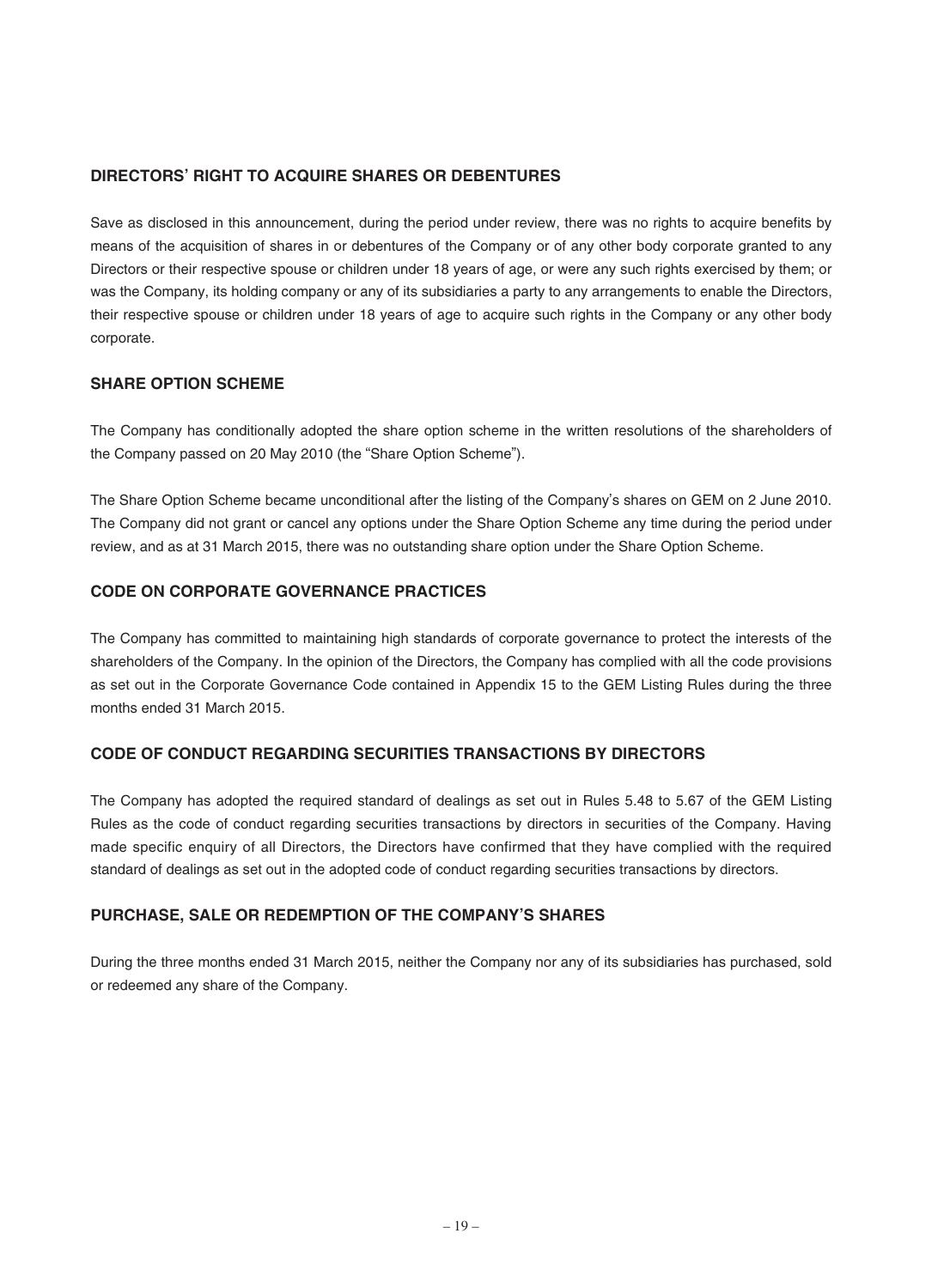## DIRECTORS' RIGHT TO ACQUIRE SHARES OR DEBENTURES

Save as disclosed in this announcement, during the period under review, there was no rights to acquire benefits by means of the acquisition of shares in or debentures of the Company or of any other body corporate granted to any Directors or their respective spouse or children under 18 years of age, or were any such rights exercised by them; or was the Company, its holding company or any of its subsidiaries a party to any arrangements to enable the Directors, their respective spouse or children under 18 years of age to acquire such rights in the Company or any other body corporate.

## SHARE OPTION SCHEME

The Company has conditionally adopted the share option scheme in the written resolutions of the shareholders of the Company passed on 20 May 2010 (the "Share Option Scheme").

The Share Option Scheme became unconditional after the listing of the Company's shares on GEM on 2 June 2010. The Company did not grant or cancel any options under the Share Option Scheme any time during the period under review, and as at 31 March 2015, there was no outstanding share option under the Share Option Scheme.

## CODE ON CORPORATE GOVERNANCE PRACTICES

The Company has committed to maintaining high standards of corporate governance to protect the interests of the shareholders of the Company. In the opinion of the Directors, the Company has complied with all the code provisions as set out in the Corporate Governance Code contained in Appendix 15 to the GEM Listing Rules during the three months ended 31 March 2015.

## CODE OF CONDUCT REGARDING SECURITIES TRANSACTIONS BY DIRECTORS

The Company has adopted the required standard of dealings as set out in Rules 5.48 to 5.67 of the GEM Listing Rules as the code of conduct regarding securities transactions by directors in securities of the Company. Having made specific enquiry of all Directors, the Directors have confirmed that they have complied with the required standard of dealings as set out in the adopted code of conduct regarding securities transactions by directors.

## PURCHASE, SALE OR REDEMPTION OF THE COMPANY'S SHARES

During the three months ended 31 March 2015, neither the Company nor any of its subsidiaries has purchased, sold or redeemed any share of the Company.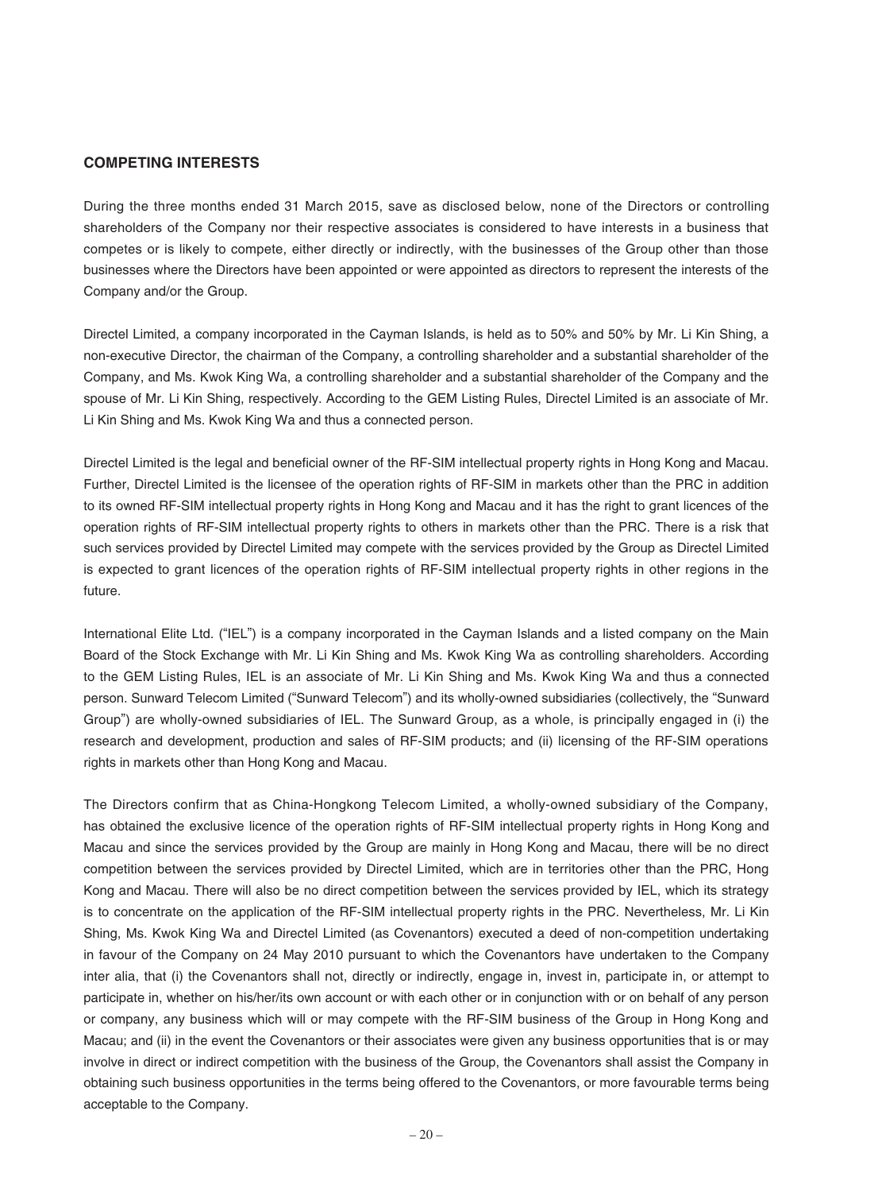## COMPETING INTERESTS

During the three months ended 31 March 2015, save as disclosed below, none of the Directors or controlling shareholders of the Company nor their respective associates is considered to have interests in a business that competes or is likely to compete, either directly or indirectly, with the businesses of the Group other than those businesses where the Directors have been appointed or were appointed as directors to represent the interests of the Company and/or the Group.

Directel Limited, a company incorporated in the Cayman Islands, is held as to 50% and 50% by Mr. Li Kin Shing, a non-executive Director, the chairman of the Company, a controlling shareholder and a substantial shareholder of the Company, and Ms. Kwok King Wa, a controlling shareholder and a substantial shareholder of the Company and the spouse of Mr. Li Kin Shing, respectively. According to the GEM Listing Rules, Directel Limited is an associate of Mr. Li Kin Shing and Ms. Kwok King Wa and thus a connected person.

Directel Limited is the legal and beneficial owner of the RF-SIM intellectual property rights in Hong Kong and Macau. Further, Directel Limited is the licensee of the operation rights of RF-SIM in markets other than the PRC in addition to its owned RF-SIM intellectual property rights in Hong Kong and Macau and it has the right to grant licences of the operation rights of RF-SIM intellectual property rights to others in markets other than the PRC. There is a risk that such services provided by Directel Limited may compete with the services provided by the Group as Directel Limited is expected to grant licences of the operation rights of RF-SIM intellectual property rights in other regions in the future.

International Elite Ltd. ("IEL") is a company incorporated in the Cayman Islands and a listed company on the Main Board of the Stock Exchange with Mr. Li Kin Shing and Ms. Kwok King Wa as controlling shareholders. According to the GEM Listing Rules, IEL is an associate of Mr. Li Kin Shing and Ms. Kwok King Wa and thus a connected person. Sunward Telecom Limited ("Sunward Telecom") and its wholly-owned subsidiaries (collectively, the "Sunward Group") are wholly-owned subsidiaries of IEL. The Sunward Group, as a whole, is principally engaged in (i) the research and development, production and sales of RF-SIM products; and (ii) licensing of the RF-SIM operations rights in markets other than Hong Kong and Macau.

The Directors confirm that as China-Hongkong Telecom Limited, a wholly-owned subsidiary of the Company, has obtained the exclusive licence of the operation rights of RF-SIM intellectual property rights in Hong Kong and Macau and since the services provided by the Group are mainly in Hong Kong and Macau, there will be no direct competition between the services provided by Directel Limited, which are in territories other than the PRC, Hong Kong and Macau. There will also be no direct competition between the services provided by IEL, which its strategy is to concentrate on the application of the RF-SIM intellectual property rights in the PRC. Nevertheless, Mr. Li Kin Shing, Ms. Kwok King Wa and Directel Limited (as Covenantors) executed a deed of non-competition undertaking in favour of the Company on 24 May 2010 pursuant to which the Covenantors have undertaken to the Company inter alia, that (i) the Covenantors shall not, directly or indirectly, engage in, invest in, participate in, or attempt to participate in, whether on his/her/its own account or with each other or in conjunction with or on behalf of any person or company, any business which will or may compete with the RF-SIM business of the Group in Hong Kong and Macau; and (ii) in the event the Covenantors or their associates were given any business opportunities that is or may involve in direct or indirect competition with the business of the Group, the Covenantors shall assist the Company in obtaining such business opportunities in the terms being offered to the Covenantors, or more favourable terms being acceptable to the Company.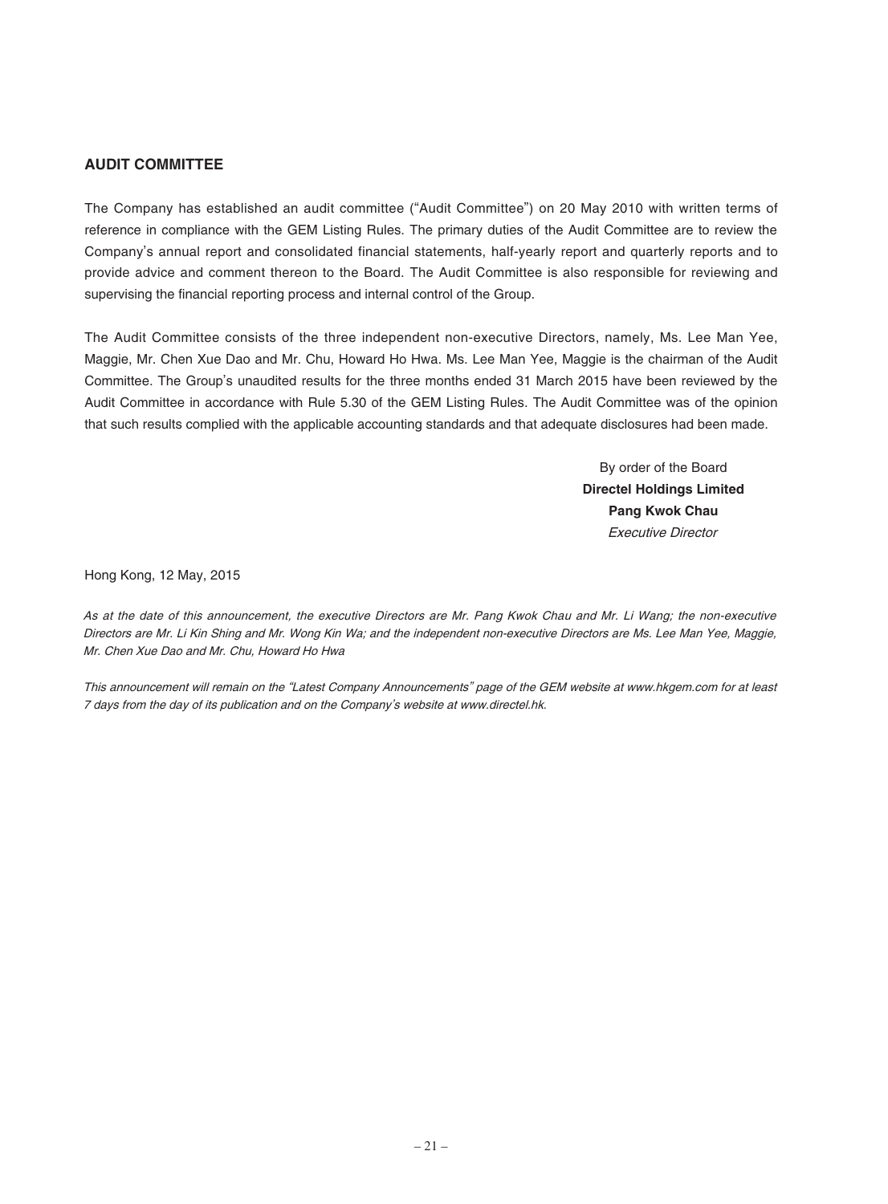## AUDIT COMMITTEE

The Company has established an audit committee ("Audit Committee") on 20 May 2010 with written terms of reference in compliance with the GEM Listing Rules. The primary duties of the Audit Committee are to review the Company's annual report and consolidated financial statements, half-yearly report and quarterly reports and to provide advice and comment thereon to the Board. The Audit Committee is also responsible for reviewing and supervising the financial reporting process and internal control of the Group.

The Audit Committee consists of the three independent non-executive Directors, namely, Ms. Lee Man Yee, Maggie, Mr. Chen Xue Dao and Mr. Chu, Howard Ho Hwa. Ms. Lee Man Yee, Maggie is the chairman of the Audit Committee. The Group's unaudited results for the three months ended 31 March 2015 have been reviewed by the Audit Committee in accordance with Rule 5.30 of the GEM Listing Rules. The Audit Committee was of the opinion that such results complied with the applicable accounting standards and that adequate disclosures had been made.

By order of the Board
**Directel Holdings Limited**
**Pang Kwok Chau**
*Executive Director*

Hong Kong, 12 May, 2015

*As at the date of this announcement, the executive Directors are Mr. Pang Kwok Chau and Mr. Li Wang; the non-executive Directors are Mr. Li Kin Shing and Mr. Wong Kin Wa; and the independent non-executive Directors are Ms. Lee Man Yee, Maggie, Mr. Chen Xue Dao and Mr. Chu, Howard Ho Hwa*

*This announcement will remain on the "Latest Company Announcements" page of the GEM website at www.hkgem.com for at least 7 days from the day of its publication and on the Company's website at www.directel.hk.*